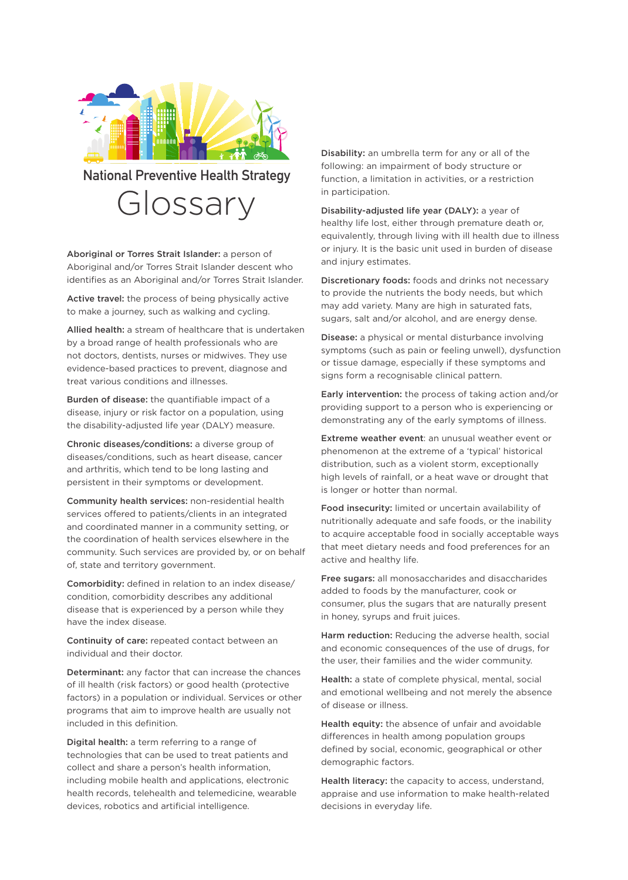# National Preventive Health Strategy

# Glossary

**Aboriginal or Torres Strait Islander:** a person of Aboriginal and/or Torres Strait Islander descent who identifies as an Aboriginal and/or Torres Strait Islander.

**Active travel:** the process of being physically active to make a journey, such as walking and cycling.

**Allied health:** a stream of healthcare that is undertaken by a broad range of health professionals who are not doctors, dentists, nurses or midwives. They use evidence-based practices to prevent, diagnose and treat various conditions and illnesses.

**Burden of disease:** the quantifiable impact of a disease, injury or risk factor on a population, using the disability-adjusted life year (DALY) measure.

**Chronic diseases/conditions:** a diverse group of diseases/conditions, such as heart disease, cancer and arthritis, which tend to be long lasting and persistent in their symptoms or development.

**Community health services:** non-residential health services offered to patients/clients in an integrated and coordinated manner in a community setting, or the coordination of health services elsewhere in the community. Such services are provided by, or on behalf of, state and territory government.

**Comorbidity:** defined in relation to an index disease/condition, comorbidity describes any additional disease that is experienced by a person while they have the index disease.

**Continuity of care:** repeated contact between an individual and their doctor.

**Determinant:** any factor that can increase the chances of ill health (risk factors) or good health (protective factors) in a population or individual. Services or other programs that aim to improve health are usually not included in this definition.

**Digital health:** a term referring to a range of technologies that can be used to treat patients and collect and share a person's health information, including mobile health and applications, electronic health records, telehealth and telemedicine, wearable devices, robotics and artificial intelligence.

**Disability:** an umbrella term for any or all of the following: an impairment of body structure or function, a limitation in activities, or a restriction in participation.

**Disability-adjusted life year (DALY):** a year of healthy life lost, either through premature death or, equivalently, through living with ill health due to illness or injury. It is the basic unit used in burden of disease and injury estimates.

**Discretionary foods:** foods and drinks not necessary to provide the nutrients the body needs, but which may add variety. Many are high in saturated fats, sugars, salt and/or alcohol, and are energy dense.

**Disease:** a physical or mental disturbance involving symptoms (such as pain or feeling unwell), dysfunction or tissue damage, especially if these symptoms and signs form a recognisable clinical pattern.

**Early intervention:** the process of taking action and/or providing support to a person who is experiencing or demonstrating any of the early symptoms of illness.

**Extreme weather event**: an unusual weather event or phenomenon at the extreme of a 'typical' historical distribution, such as a violent storm, exceptionally high levels of rainfall, or a heat wave or drought that is longer or hotter than normal.

**Food insecurity:** limited or uncertain availability of nutritionally adequate and safe foods, or the inability to acquire acceptable food in socially acceptable ways that meet dietary needs and food preferences for an active and healthy life.

**Free sugars:** all monosaccharides and disaccharides added to foods by the manufacturer, cook or consumer, plus the sugars that are naturally present in honey, syrups and fruit juices.

**Harm reduction:** Reducing the adverse health, social and economic consequences of the use of drugs, for the user, their families and the wider community.

**Health:** a state of complete physical, mental, social and emotional wellbeing and not merely the absence of disease or illness.

**Health equity:** the absence of unfair and avoidable differences in health among population groups defined by social, economic, geographical or other demographic factors.

**Health literacy:** the capacity to access, understand, appraise and use information to make health-related decisions in everyday life.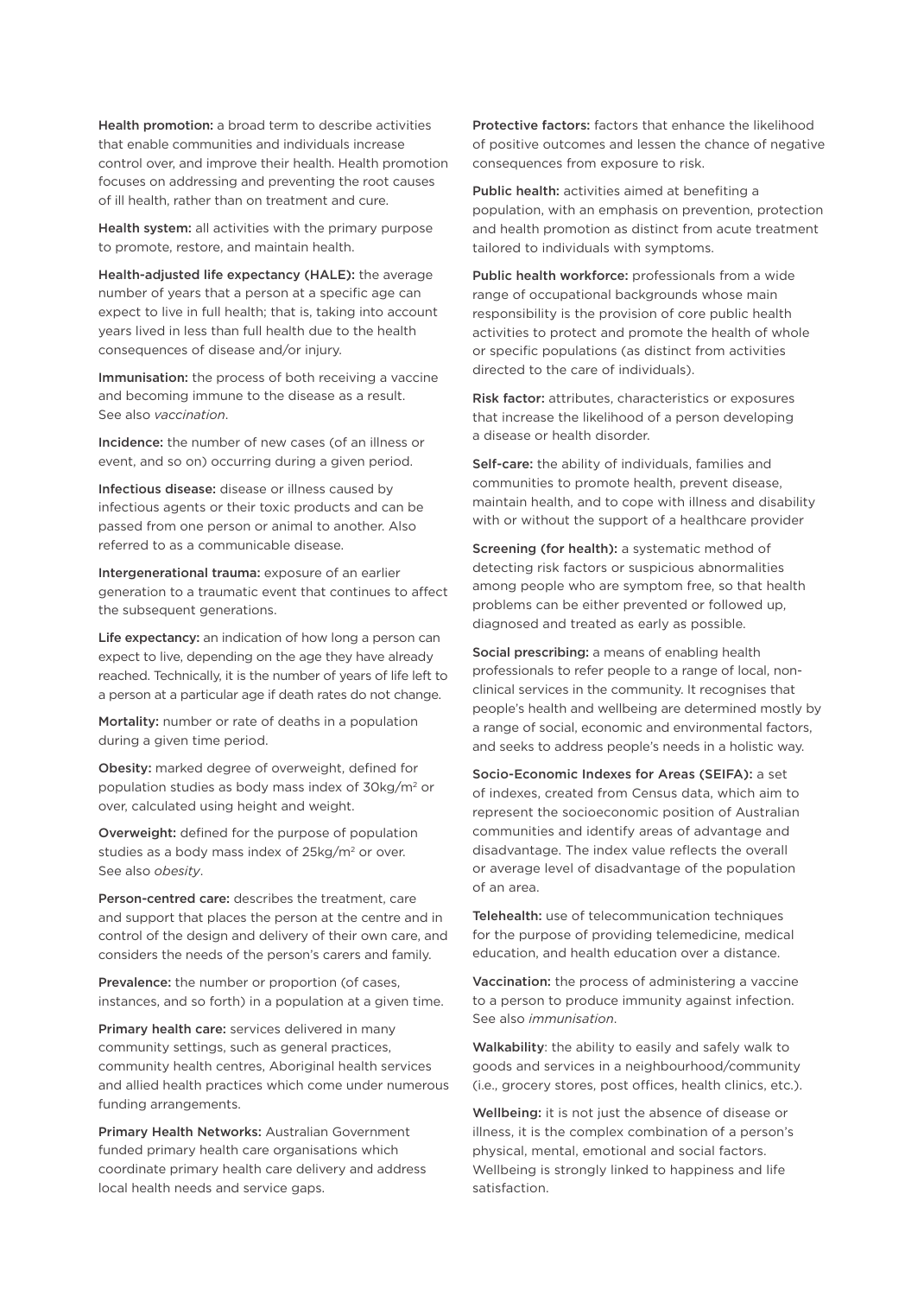**Health promotion:** a broad term to describe activities that enable communities and individuals increase control over, and improve their health. Health promotion focuses on addressing and preventing the root causes of ill health, rather than on treatment and cure.

**Health system:** all activities with the primary purpose to promote, restore, and maintain health.

**Health-adjusted life expectancy (HALE):** the average number of years that a person at a specific age can expect to live in full health; that is, taking into account years lived in less than full health due to the health consequences of disease and/or injury.

**Immunisation:** the process of both receiving a vaccine and becoming immune to the disease as a result. See also *vaccination*.

**Incidence:** the number of new cases (of an illness or event, and so on) occurring during a given period.

**Infectious disease:** disease or illness caused by infectious agents or their toxic products and can be passed from one person or animal to another. Also referred to as a communicable disease.

**Intergenerational trauma:** exposure of an earlier generation to a traumatic event that continues to affect the subsequent generations.

**Life expectancy:** an indication of how long a person can expect to live, depending on the age they have already reached. Technically, it is the number of years of life left to a person at a particular age if death rates do not change.

**Mortality:** number or rate of deaths in a population during a given time period.

**Obesity:** marked degree of overweight, defined for population studies as body mass index of $30kg/m^2$ or over, calculated using height and weight.

**Overweight:** defined for the purpose of population studies as a body mass index of $25kg/m^2$ or over. See also *obesity*.

**Person-centred care:** describes the treatment, care and support that places the person at the centre and in control of the design and delivery of their own care, and considers the needs of the person's carers and family.

**Prevalence:** the number or proportion (of cases, instances, and so forth) in a population at a given time.

**Primary health care:** services delivered in many community settings, such as general practices, community health centres, Aboriginal health services and allied health practices which come under numerous funding arrangements.

**Primary Health Networks:** Australian Government funded primary health care organisations which coordinate primary health care delivery and address local health needs and service gaps.

**Protective factors:** factors that enhance the likelihood of positive outcomes and lessen the chance of negative consequences from exposure to risk.

**Public health:** activities aimed at benefiting a population, with an emphasis on prevention, protection and health promotion as distinct from acute treatment tailored to individuals with symptoms.

**Public health workforce:** professionals from a wide range of occupational backgrounds whose main responsibility is the provision of core public health activities to protect and promote the health of whole or specific populations (as distinct from activities directed to the care of individuals).

**Risk factor:** attributes, characteristics or exposures that increase the likelihood of a person developing a disease or health disorder.

**Self-care:** the ability of individuals, families and communities to promote health, prevent disease, maintain health, and to cope with illness and disability with or without the support of a healthcare provider

**Screening (for health):** a systematic method of detecting risk factors or suspicious abnormalities among people who are symptom free, so that health problems can be either prevented or followed up, diagnosed and treated as early as possible.

**Social prescribing:** a means of enabling health professionals to refer people to a range of local, non-clinical services in the community. It recognises that people's health and wellbeing are determined mostly by a range of social, economic and environmental factors, and seeks to address people's needs in a holistic way.

**Socio-Economic Indexes for Areas (SEIFA):** a set of indexes, created from Census data, which aim to represent the socioeconomic position of Australian communities and identify areas of advantage and disadvantage. The index value reflects the overall or average level of disadvantage of the population of an area.

**Telehealth:** use of telecommunication techniques for the purpose of providing telemedicine, medical education, and health education over a distance.

**Vaccination:** the process of administering a vaccine to a person to produce immunity against infection. See also *immunisation*.

**Walkability**: the ability to easily and safely walk to goods and services in a neighbourhood/community (i.e., grocery stores, post offices, health clinics, etc.).

**Wellbeing:** it is not just the absence of disease or illness, it is the complex combination of a person's physical, mental, emotional and social factors. Wellbeing is strongly linked to happiness and life satisfaction.